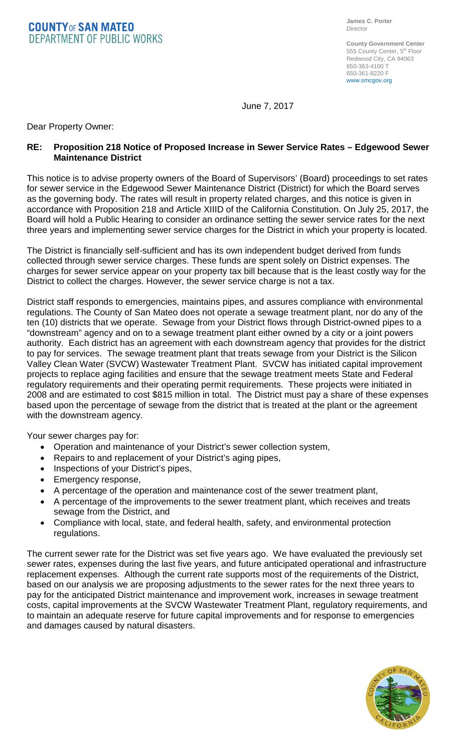**COUNTY OF SAN MATEO**
**DEPARTMENT OF PUBLIC WORKS**

**James C. Porter**
Director

**County Government Center**
555 County Center, 5th Floor
Redwood City, CA 94063
650-363-4100 T
650-361-8220 F
www.smcgov.org

June 7, 2017

Dear Property Owner:

**RE: Proposition 218 Notice of Proposed Increase in Sewer Service Rates – Edgewood Sewer Maintenance District**

This notice is to advise property owners of the Board of Supervisors' (Board) proceedings to set rates for sewer service in the Edgewood Sewer Maintenance District (District) for which the Board serves as the governing body. The rates will result in property related charges, and this notice is given in accordance with Proposition 218 and Article XIIID of the California Constitution. On July 25, 2017, the Board will hold a Public Hearing to consider an ordinance setting the sewer service rates for the next three years and implementing sewer service charges for the District in which your property is located.

The District is financially self-sufficient and has its own independent budget derived from funds collected through sewer service charges. These funds are spent solely on District expenses. The charges for sewer service appear on your property tax bill because that is the least costly way for the District to collect the charges. However, the sewer service charge is not a tax.

District staff responds to emergencies, maintains pipes, and assures compliance with environmental regulations. The County of San Mateo does not operate a sewage treatment plant, nor do any of the ten (10) districts that we operate. Sewage from your District flows through District-owned pipes to a "downstream" agency and on to a sewage treatment plant either owned by a city or a joint powers authority. Each district has an agreement with each downstream agency that provides for the district to pay for services. The sewage treatment plant that treats sewage from your District is the Silicon Valley Clean Water (SVCW) Wastewater Treatment Plant. SVCW has initiated capital improvement projects to replace aging facilities and ensure that the sewage treatment meets State and Federal regulatory requirements and their operating permit requirements. These projects were initiated in 2008 and are estimated to cost $815 million in total. The District must pay a share of these expenses based upon the percentage of sewage from the district that is treated at the plant or the agreement with the downstream agency.

Your sewer charges pay for:

- Operation and maintenance of your District's sewer collection system,
- Repairs to and replacement of your District's aging pipes,
- Inspections of your District's pipes,
- Emergency response,
- A percentage of the operation and maintenance cost of the sewer treatment plant,
- A percentage of the improvements to the sewer treatment plant, which receives and treats sewage from the District, and
- Compliance with local, state, and federal health, safety, and environmental protection regulations.

The current sewer rate for the District was set five years ago. We have evaluated the previously set sewer rates, expenses during the last five years, and future anticipated operational and infrastructure replacement expenses. Although the current rate supports most of the requirements of the District, based on our analysis we are proposing adjustments to the sewer rates for the next three years to pay for the anticipated District maintenance and improvement work, increases in sewage treatment costs, capital improvements at the SVCW Wastewater Treatment Plant, regulatory requirements, and to maintain an adequate reserve for future capital improvements and for response to emergencies and damages caused by natural disasters.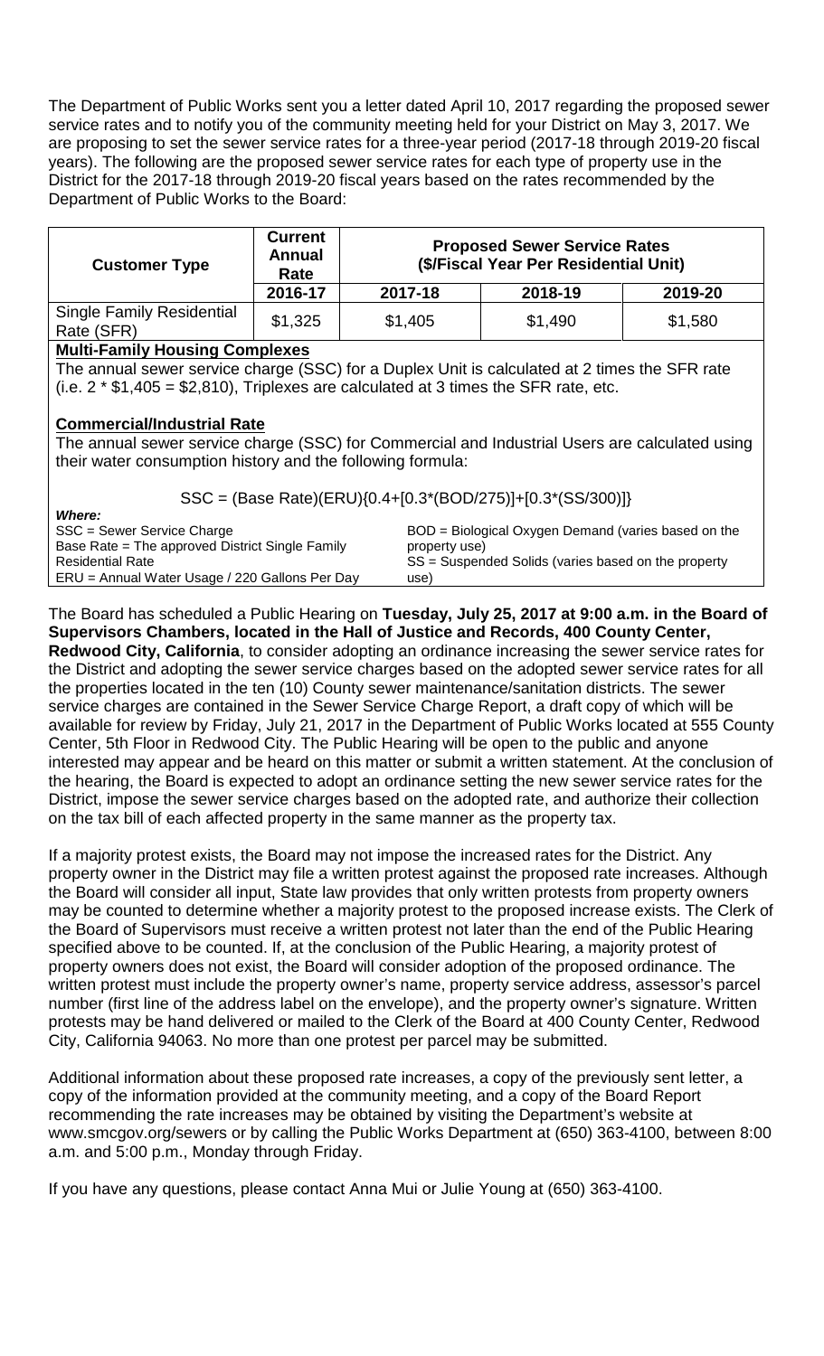The Department of Public Works sent you a letter dated April 10, 2017 regarding the proposed sewer service rates and to notify you of the community meeting held for your District on May 3, 2017. We are proposing to set the sewer service rates for a three-year period (2017-18 through 2019-20 fiscal years). The following are the proposed sewer service rates for each type of property use in the District for the 2017-18 through 2019-20 fiscal years based on the rates recommended by the Department of Public Works to the Board:

| Customer Type | Current Annual Rate | Proposed Sewer Service Rates ($/Fiscal Year Per Residential Unit) | | |
|---|---|---|---|---|
| | 2016-17 | 2017-18 | 2018-19 | 2019-20 |
| Single Family Residential Rate (SFR) | $1,325 | $1,405 | $1,490 | $1,580 |

**Multi-Family Housing Complexes**

The annual sewer service charge (SSC) for a Duplex Unit is calculated at 2 times the SFR rate (i.e. 2 * $1,405 = $2,810), Triplexes are calculated at 3 times the SFR rate, etc.

**Commercial/Industrial Rate**

The annual sewer service charge (SSC) for Commercial and Industrial Users are calculated using their water consumption history and the following formula:

$$SSC = (\text{Base Rate})(ERU)\{0.4+[0.3*(BOD/275)]+[0.3*(SS/300)]\}$$

***Where:***

SSC = Sewer Service Charge

Base Rate = The approved District Single Family Residential Rate

ERU = Annual Water Usage / 220 Gallons Per Day

BOD = Biological Oxygen Demand (varies based on the property use)

SS = Suspended Solids (varies based on the property use)

The Board has scheduled a Public Hearing on **Tuesday, July 25, 2017 at 9:00 a.m. in the Board of Supervisors Chambers, located in the Hall of Justice and Records, 400 County Center, Redwood City, California**, to consider adopting an ordinance increasing the sewer service rates for the District and adopting the sewer service charges based on the adopted sewer service rates for all the properties located in the ten (10) County sewer maintenance/sanitation districts. The sewer service charges are contained in the Sewer Service Charge Report, a draft copy of which will be available for review by Friday, July 21, 2017 in the Department of Public Works located at 555 County Center, 5th Floor in Redwood City. The Public Hearing will be open to the public and anyone interested may appear and be heard on this matter or submit a written statement. At the conclusion of the hearing, the Board is expected to adopt an ordinance setting the new sewer service rates for the District, impose the sewer service charges based on the adopted rate, and authorize their collection on the tax bill of each affected property in the same manner as the property tax.

If a majority protest exists, the Board may not impose the increased rates for the District. Any property owner in the District may file a written protest against the proposed rate increases. Although the Board will consider all input, State law provides that only written protests from property owners may be counted to determine whether a majority protest to the proposed increase exists. The Clerk of the Board of Supervisors must receive a written protest not later than the end of the Public Hearing specified above to be counted. If, at the conclusion of the Public Hearing, a majority protest of property owners does not exist, the Board will consider adoption of the proposed ordinance. The written protest must include the property owner's name, property service address, assessor's parcel number (first line of the address label on the envelope), and the property owner's signature. Written protests may be hand delivered or mailed to the Clerk of the Board at 400 County Center, Redwood City, California 94063. No more than one protest per parcel may be submitted.

Additional information about these proposed rate increases, a copy of the previously sent letter, a copy of the information provided at the community meeting, and a copy of the Board Report recommending the rate increases may be obtained by visiting the Department's website at www.smcgov.org/sewers or by calling the Public Works Department at (650) 363-4100, between 8:00 a.m. and 5:00 p.m., Monday through Friday.

If you have any questions, please contact Anna Mui or Julie Young at (650) 363-4100.